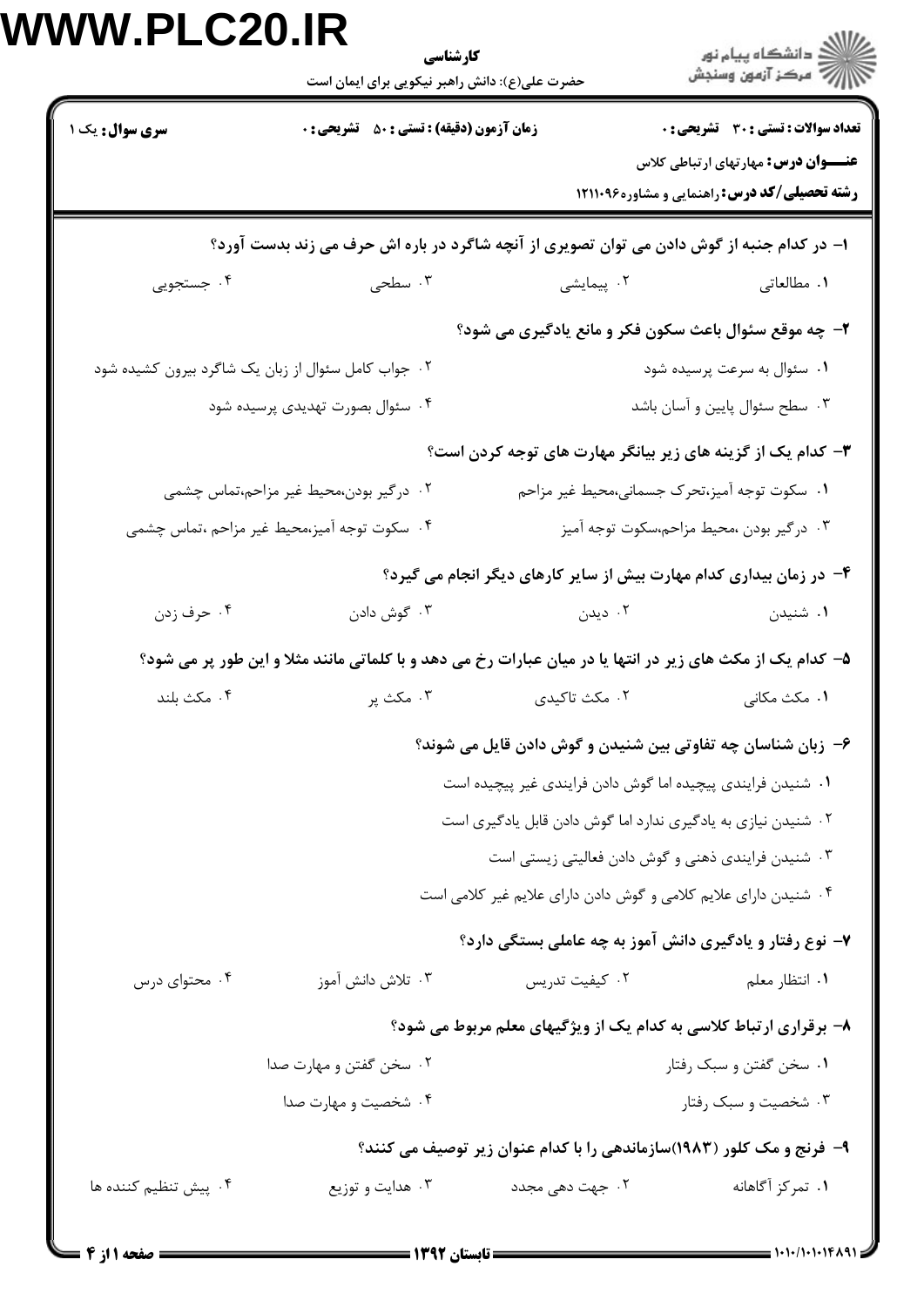**کارشناسی**

حضرت علی(ع): دانش راهبر نیکویی برای ایمان است

| سری سوال: یک ۱ | زمان آزمون (دقیقه) : تستی : ۵۰ تشریحی : ۰ | تعداد سوالات : تستی : ۳۰ تشریحی : ۰ |
| --- | --- | --- |

**عنــــوان درس:** مهارتهای ارتباطی کلاس

**رشته تحصیلی/کد درس:** راهنمایی و مشاوره۱۲۱۱۰۹۶

**۱- در کدام جنبه از گوش دادن می توان تصویری از آنچه شاگرد در باره اش حرف می زند بدست آورد؟**

۱. مطالعاتی ۲. پیمایشی ۳. سطحی ۴. جستجویی

**۲- چه موقع سئوال باعث سکون فکر و مانع یادگیری می شود؟**

۱. سئوال به سرعت پرسیده شود
۲. جواب کامل سئوال از زبان یک شاگرد بیرون کشیده شود
۳. سطح سئوال پایین و آسان باشد
۴. سئوال بصورت تهدیدی پرسیده شود

**۳- کدام یک از گزینه های زیر بیانگر مهارت های توجه کردن است؟**

۱. سکوت توجه آمیز،تحرک جسمانی،محیط غیر مزاحم
۲. درگیر بودن،محیط غیر مزاحم،تماس چشمی
۳. درگیر بودن ،محیط مزاحم،سکوت توجه آمیز
۴. سکوت توجه آمیز،محیط غیر مزاحم ،تماس چشمی

**۴- در زمان بیداری کدام مهارت بیش از سایر کارهای دیگر انجام می گیرد؟**

۱. شنیدن ۲. دیدن ۳. گوش دادن ۴. حرف زدن

**۵- کدام یک از مکث های زیر در انتها یا در میان عبارات رخ می دهد و با کلماتی مانند مثلا و این طور پر می شود؟**

۱. مکث مکانی ۲. مکث تاکیدی ۳. مکث پر ۴. مکث بلند

**۶- زبان شناسان چه تفاوتی بین شنیدن و گوش دادن قایل می شوند؟**

۱. شنیدن فرایندی پیچیده اما گوش دادن فرایندی غیر پیچیده است
۲. شنیدن نیازی به یادگیری ندارد اما گوش دادن قابل یادگیری است
۳. شنیدن فرایندی ذهنی و گوش دادن فعالیتی زیستی است
۴. شنیدن دارای علایم کلامی و گوش دادن دارای علایم غیر کلامی است

**۷- نوع رفتار و یادگیری دانش آموز به چه عاملی بستگی دارد؟**

۱. انتظار معلم ۲. کیفیت تدریس ۳. تلاش دانش آموز ۴. محتوای درس

**۸- برقراری ارتباط کلاسی به کدام یک از ویژگیهای معلم مربوط می شود؟**

۱. سخن گفتن و سبک رفتار
۲. سخن گفتن و مهارت صدا
۳. شخصیت و سبک رفتار
۴. شخصیت و مهارت صدا

**۹- فرنج و مک کلور (۱۹۸۳)سازماندهی را با کدام عنوان زیر توصیف می کنند؟**

۱. تمرکز آگاهانه ۲. جهت دهی مجدد ۳. هدایت و توزیع ۴. پیش تنظیم کننده ها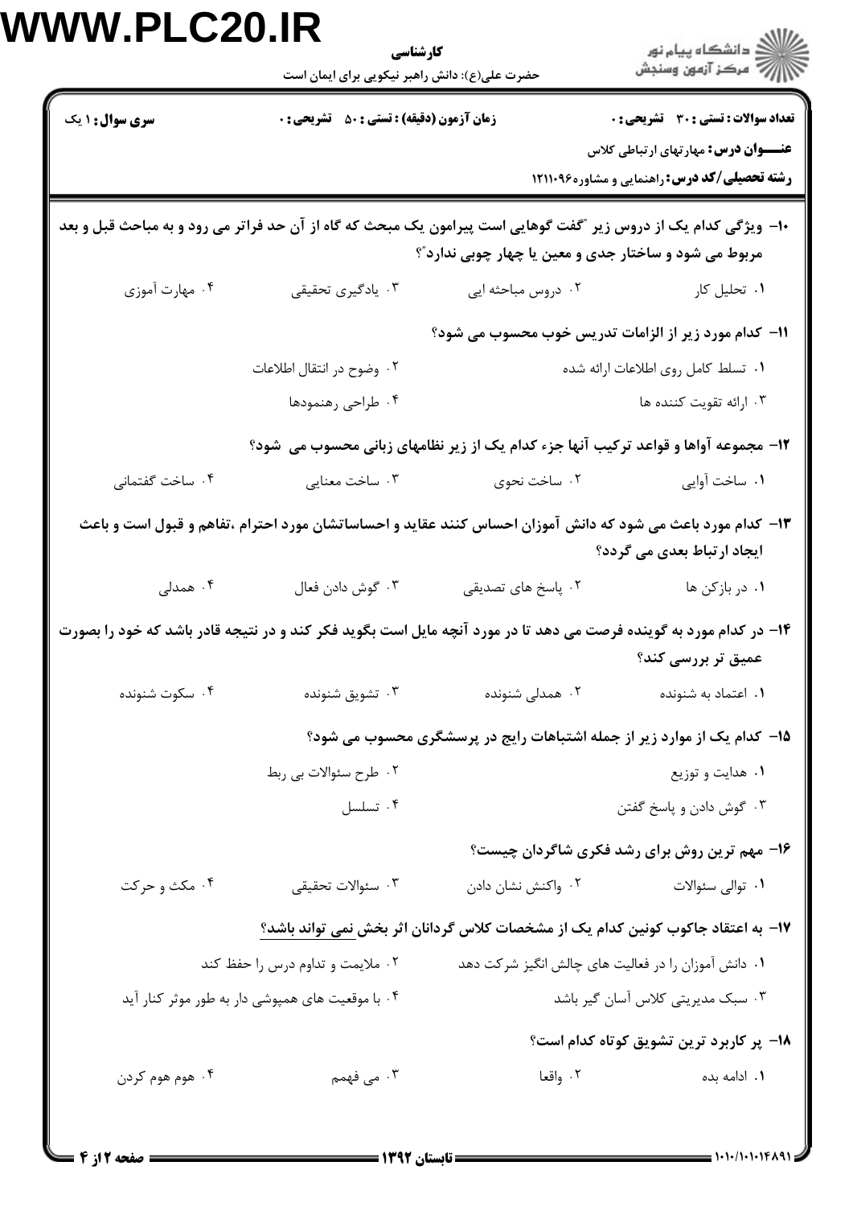**سری سوال:** ۱ یک

**زمان آزمون (دقیقه) : تستی : ۵۰ تشریحی : ۰**

**تعداد سوالات : تستی : ۳۰ تشریحی : ۰**

**عنـــوان درس:** مهارتهای ارتباطی کلاس

**رشته تحصیلی/کد درس:** راهنمایی و مشاوره۱۲۱۱۰۹۶

**۱۰- ویژگی کدام یک از دروس زیر "گفت گوهایی است پیرامون یک مبحث که گاه از آن حد فراتر می رود و به مباحث قبل و بعد مربوط می شود و ساختار جدی و معین یا چهار چوبی ندارد"؟**

۱. تحلیل کار
۲. دروس مباحثه ایی
۳. یادگیری تحقیقی
۴. مهارت آموزی

**۱۱- کدام مورد زیر از الزامات تدریس خوب محسوب می شود؟**

۱. تسلط کامل روی اطلاعات ارائه شده
۲. وضوح در انتقال اطلاعات
۳. ارائه تقویت کننده ها
۴. طراحی رهنمودها

**۱۲- مجموعه آواها و قواعد ترکیب آنها جزء کدام یک از زیر نظامهای زبانی محسوب می شود؟**

۱. ساخت آوایی
۲. ساخت نحوی
۳. ساخت معنایی
۴. ساخت گفتمانی

**۱۳- کدام مورد باعث می شود که دانش آموزان احساس کنند عقاید و احساساتشان مورد احترام ،تفاهم و قبول است و باعث ایجاد ارتباط بعدی می گردد؟**

۱. در بازکن ها
۲. پاسخ های تصدیقی
۳. گوش دادن فعال
۴. همدلی

**۱۴- در کدام مورد به گوینده فرصت می دهد تا در مورد آنچه مایل است بگوید فکر کند و در نتیجه قادر باشد که خود را بصورت عمیق تر بررسی کند؟**

۱. اعتماد به شنونده
۲. همدلی شنونده
۳. تشویق شنونده
۴. سکوت شنونده

**۱۵- کدام یک از موارد زیر از جمله اشتباهات رایج در پرسشگری محسوب می شود؟**

۱. هدایت و توزیع
۲. طرح سئوالات بی ربط
۳. گوش دادن و پاسخ گفتن
۴. تسلسل

**۱۶- مهم ترین روش برای رشد فکری شاگردان چیست؟**

۱. توالی سئوالات
۲. واکنش نشان دادن
۳. سئوالات تحقیقی
۴. مکث و حرکت

**۱۷- به اعتقاد جاکوب کونین کدام یک از مشخصات کلاس گردانان اثر بخش نمی تواند باشد؟**

۱. دانش آموزان را در فعالیت های چالش انگیز شرکت دهد
۲. ملایمت و تداوم درس را حفظ کند
۳. سبک مدیریتی کلاس آسان گیر باشد
۴. با موقعیت های همپوشی دار به طور موثر کنار آید

**۱۸- پر کاربرد ترین تشویق کوتاه کدام است؟**

۱. ادامه بده
۲. واقعا
۳. می فهمم
۴. هوم هوم کردن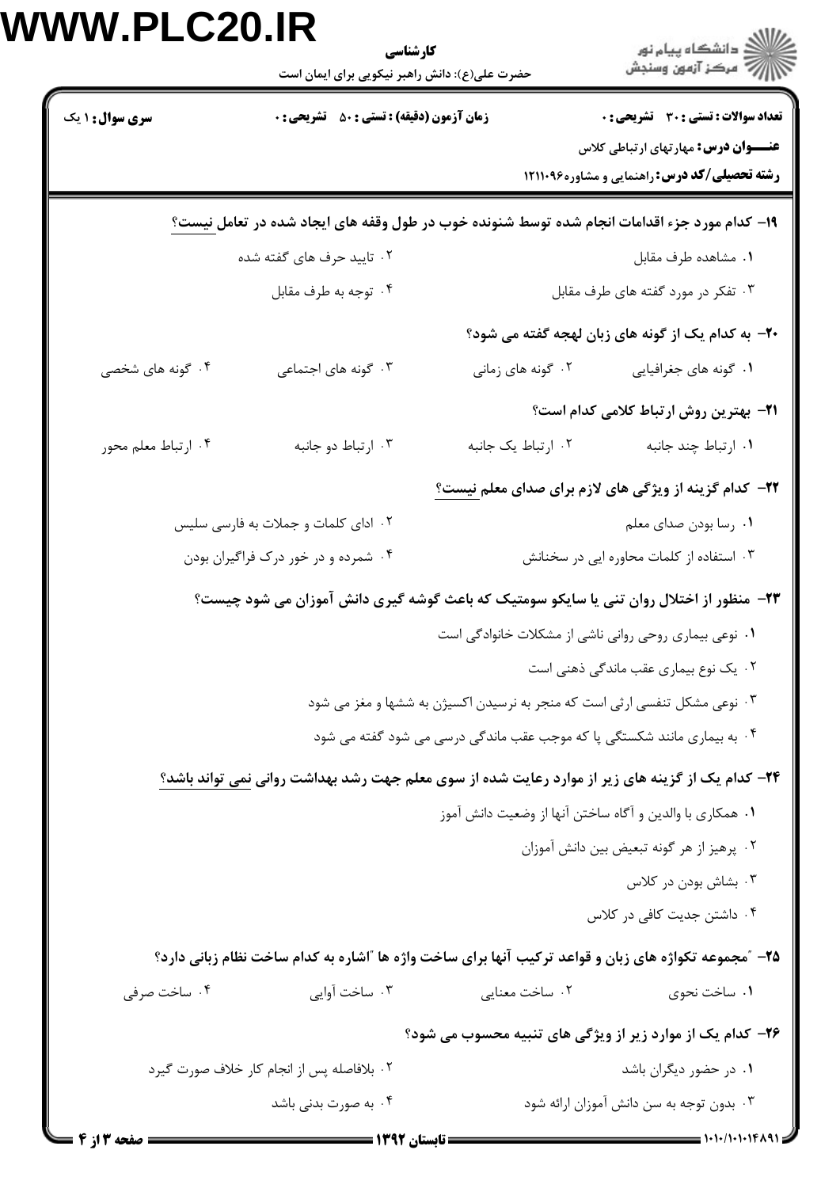**سری سوال:** ۱ یک | **زمان آزمون (دقیقه) : تستی : ۵۰ تشریحی : ۰** | **تعداد سوالات : تستی : ۳۰ تشریحی : ۰**

**عنـــوان درس:** مهارتهای ارتباطی کلاس

**رشته تحصیلی/کد درس:** راهنمایی و مشاوره۱۲۱۱۰۹۶

**۱۹- کدام مورد جزء اقدامات انجام شده توسط شنونده خوب در طول وقفه های ایجاد شده در تعامل نیست؟**

۱. مشاهده طرف مقابل
۲. تایید حرف های گفته شده
۳. تفکر در مورد گفته های طرف مقابل
۴. توجه به طرف مقابل

**۲۰- به کدام یک از گونه های زبان لهجه گفته می شود؟**

۱. گونه های جغرافیایی
۲. گونه های زمانی
۳. گونه های اجتماعی
۴. گونه های شخصی

**۲۱- بهترین روش ارتباط کلامی کدام است؟**

۱. ارتباط چند جانبه
۲. ارتباط یک جانبه
۳. ارتباط دو جانبه
۴. ارتباط معلم محور

**۲۲- کدام گزینه از ویژگی های لازم برای صدای معلم نیست؟**

۱. رسا بودن صدای معلم
۲. ادای کلمات و جملات به فارسی سلیس
۳. استفاده از کلمات محاوره ایی در سخنانش
۴. شمرده و در خور درک فراگیران بودن

**۲۳- منظور از اختلال روان تنی یا سایکو سومتیک که باعث گوشه گیری دانش آموزان می شود چیست؟**

۱. نوعی بیماری روحی روانی ناشی از مشکلات خانوادگی است
۲. یک نوع بیماری عقب ماندگی ذهنی است
۳. نوعی مشکل تنفسی ارثی است که منجر به نرسیدن اکسیژن به ششها و مغز می شود
۴. به بیماری مانند شکستگی پا که موجب عقب ماندگی درسی می شود گفته می شود

**۲۴- کدام یک از گزینه های زیر از موارد رعایت شده از سوی معلم جهت رشد بهداشت روانی نمی تواند باشد؟**

۱. همکاری با والدین و آگاه ساختن آنها از وضعیت دانش آموز
۲. پرهیز از هر گونه تبعیض بین دانش آموزان
۳. بشاش بودن در کلاس
۴. داشتن جدیت کافی در کلاس

**۲۵- "مجموعه تکواژه های زبان و قواعد ترکیب آنها برای ساخت واژه ها "اشاره به کدام ساخت نظام زبانی دارد؟**

۱. ساخت نحوی
۲. ساخت معنایی
۳. ساخت آوایی
۴. ساخت صرفی

**۲۶- کدام یک از موارد زیر از ویژگی های تنبیه محسوب می شود؟**

۱. در حضور دیگران باشد
۲. بلافاصله پس از انجام کار خلاف صورت گیرد
۳. بدون توجه به سن دانش آموزان ارائه شود
۴. به صورت بدنی باشد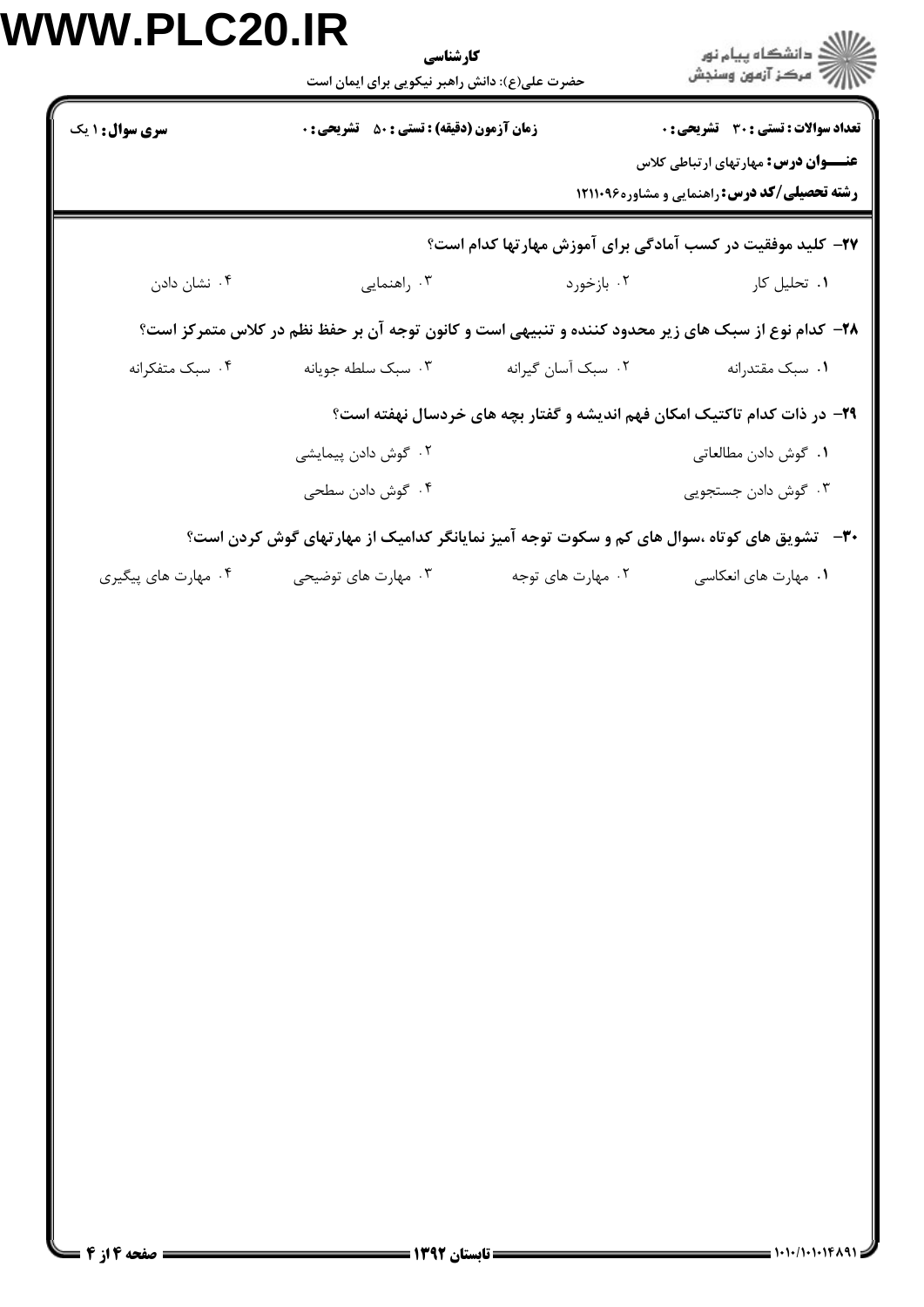**۲۷- کلید موفقیت در کسب آمادگی برای آموزش مهارتها کدام است؟**

۱. تحلیل کار
۲. بازخورد
۳. راهنمایی
۴. نشان دادن

**۲۸- کدام نوع از سبک های زیر محدود کننده و تنبیهی است و کانون توجه آن بر حفظ نظم در کلاس متمرکز است؟**

۱. سبک مقتدرانه
۲. سبک آسان گیرانه
۳. سبک سلطه جویانه
۴. سبک متفکرانه

**۲۹- در ذات کدام تاکتیک امکان فهم اندیشه و گفتار بچه های خردسال نهفته است؟**

۱. گوش دادن مطالعاتی
۲. گوش دادن پیمایشی
۳. گوش دادن جستجویی
۴. گوش دادن سطحی

**۳۰- تشویق های کوتاه ،سوال های کم و سکوت توجه آمیز نمایانگر کدامیک از مهارتهای گوش کردن است؟**

۱. مهارت های انعکاسی
۲. مهارت های توجه
۳. مهارت های توضیحی
۴. مهارت های پیگیری